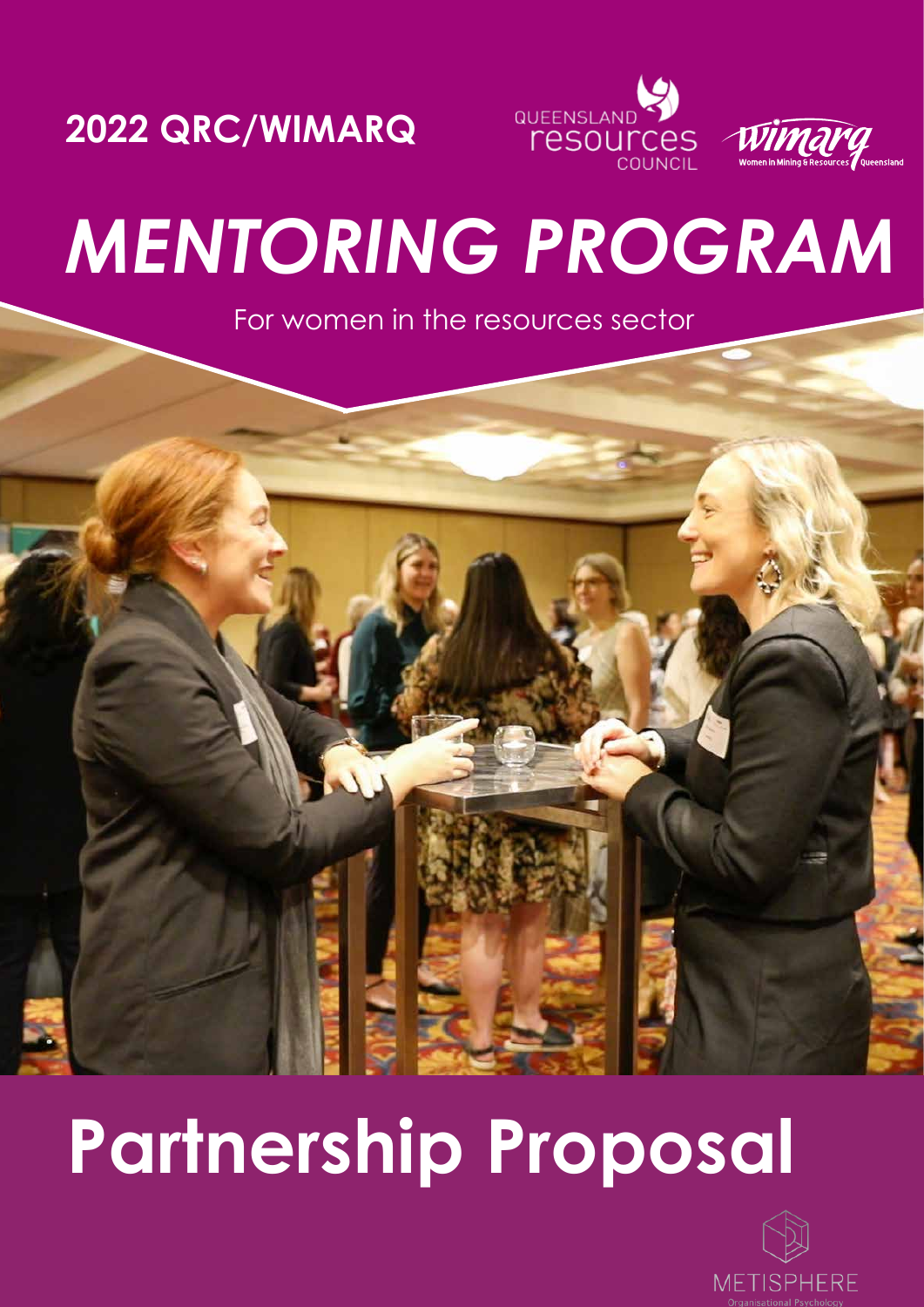**2022 QRC/WIMARQ**

QUEENSLAND resources COUNCIL

wimarq Women in Mining & Resources Queensland

# *MENTORING PROGRAM*

For women in the resources sector

# Partnership Proposal

METISPHERE
Organisational Psychology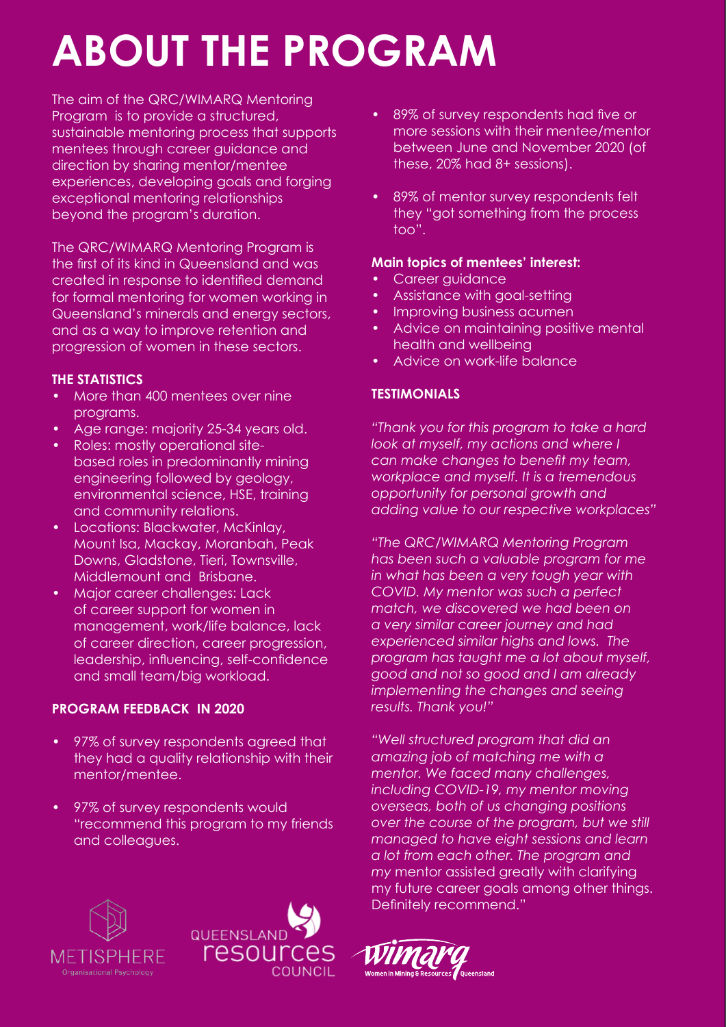# ABOUT THE PROGRAM

The aim of the QRC/WIMARQ Mentoring Program is to provide a structured, sustainable mentoring process that supports mentees through career guidance and direction by sharing mentor/mentee experiences, developing goals and forging exceptional mentoring relationships beyond the program's duration.

The QRC/WIMARQ Mentoring Program is the first of its kind in Queensland and was created in response to identified demand for formal mentoring for women working in Queensland's minerals and energy sectors, and as a way to improve retention and progression of women in these sectors.

**THE STATISTICS**

- More than 400 mentees over nine programs.
- Age range: majority 25-34 years old.
- Roles: mostly operational site-based roles in predominantly mining engineering followed by geology, environmental science, HSE, training and community relations.
- Locations: Blackwater, McKinlay, Mount Isa, Mackay, Moranbah, Peak Downs, Gladstone, Tieri, Townsville, Middlemount and Brisbane.
- Major career challenges: Lack of career support for women in management, work/life balance, lack of career direction, career progression, leadership, influencing, self-confidence and small team/big workload.

**PROGRAM FEEDBACK IN 2020**

- 97% of survey respondents agreed that they had a quality relationship with their mentor/mentee.
- 97% of survey respondents would "recommend this program to my friends and colleagues.
- 89% of survey respondents had five or more sessions with their mentee/mentor between June and November 2020 (of these, 20% had 8+ sessions).
- 89% of mentor survey respondents felt they "got something from the process too".

**Main topics of mentees' interest:**

- Career guidance
- Assistance with goal-setting
- Improving business acumen
- Advice on maintaining positive mental health and wellbeing
- Advice on work-life balance

**TESTIMONIALS**

*"Thank you for this program to take a hard look at myself, my actions and where I can make changes to benefit my team, workplace and myself. It is a tremendous opportunity for personal growth and adding value to our respective workplaces"*

*"The QRC/WIMARQ Mentoring Program has been such a valuable program for me in what has been a very tough year with COVID. My mentor was such a perfect match, we discovered we had been on a very similar career journey and had experienced similar highs and lows. The program has taught me a lot about myself, good and not so good and I am already implementing the changes and seeing results. Thank you!"*

*"Well structured program that did an amazing job of matching me with a mentor. We faced many challenges, including COVID-19, my mentor moving overseas, both of us changing positions over the course of the program, but we still managed to have eight sessions and learn a lot from each other. The program and my* mentor assisted greatly with clarifying my future career goals among other things. Definitely recommend."

METISPHERE Organisational Psychology

QUEENSLAND resources COUNCIL

wimarq Women in Mining & Resources Queensland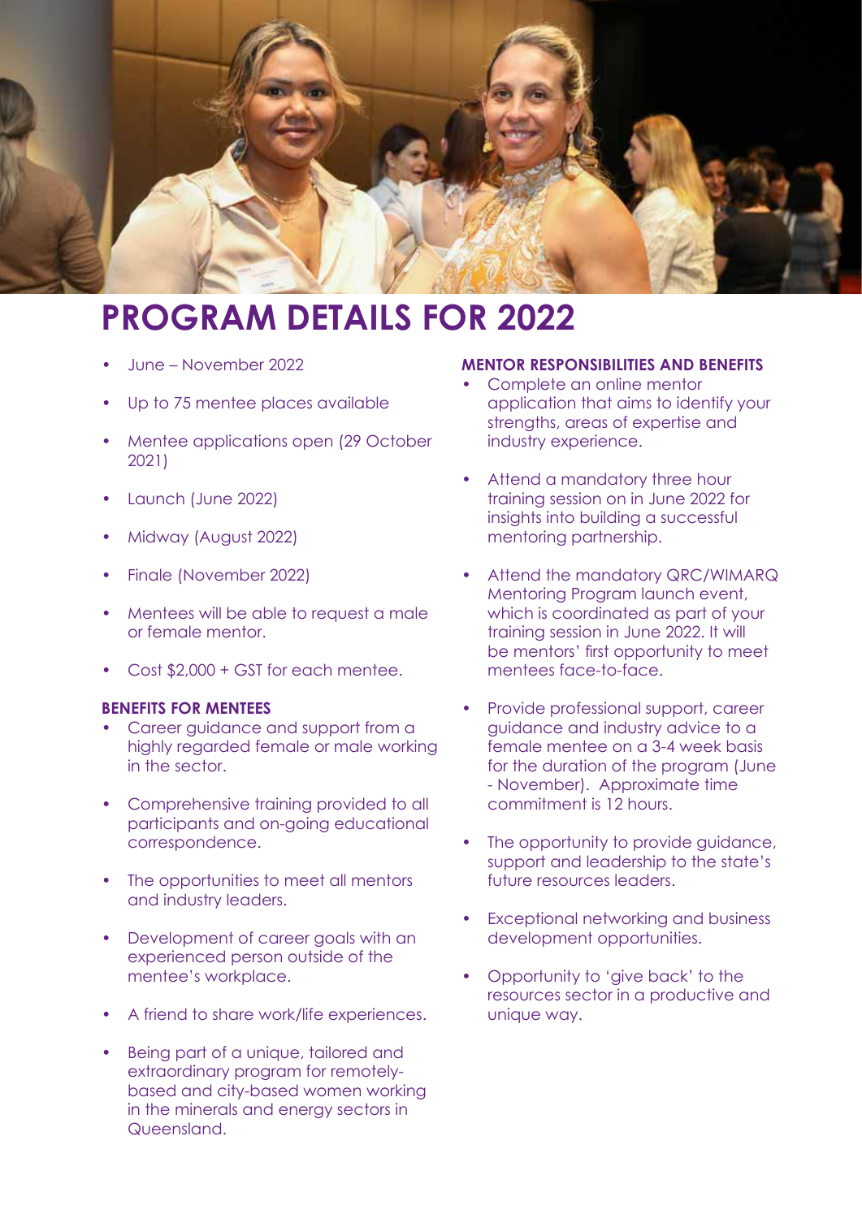# PROGRAM DETAILS FOR 2022

- June – November 2022
- Up to 75 mentee places available
- Mentee applications open (29 October 2021)
- Launch (June 2022)
- Midway (August 2022)
- Finale (November 2022)
- Mentees will be able to request a male or female mentor.
- Cost $2,000 + GST for each mentee.

### BENEFITS FOR MENTEES

- Career guidance and support from a highly regarded female or male working in the sector.
- Comprehensive training provided to all participants and on-going educational correspondence.
- The opportunities to meet all mentors and industry leaders.
- Development of career goals with an experienced person outside of the mentee's workplace.
- A friend to share work/life experiences.
- Being part of a unique, tailored and extraordinary program for remotely-based and city-based women working in the minerals and energy sectors in Queensland.

### MENTOR RESPONSIBILITIES AND BENEFITS

- Complete an online mentor application that aims to identify your strengths, areas of expertise and industry experience.
- Attend a mandatory three hour training session on in June 2022 for insights into building a successful mentoring partnership.
- Attend the mandatory QRC/WIMARQ Mentoring Program launch event, which is coordinated as part of your training session in June 2022. It will be mentors' first opportunity to meet mentees face-to-face.
- Provide professional support, career guidance and industry advice to a female mentee on a 3-4 week basis for the duration of the program (June - November). Approximate time commitment is 12 hours.
- The opportunity to provide guidance, support and leadership to the state's future resources leaders.
- Exceptional networking and business development opportunities.
- Opportunity to 'give back' to the resources sector in a productive and unique way.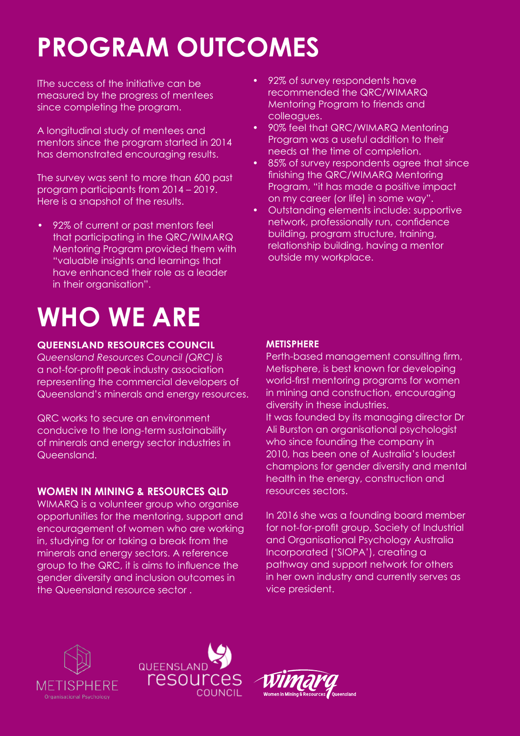# PROGRAM OUTCOMES

lThe success of the initiative can be measured by the progress of mentees since completing the program.

A longitudinal study of mentees and mentors since the program started in 2014 has demonstrated encouraging results.

The survey was sent to more than 600 past program participants from 2014 – 2019. Here is a snapshot of the results.

- 92% of current or past mentors feel that participating in the QRC/WIMARQ Mentoring Program provided them with "valuable insights and learnings that have enhanced their role as a leader in their organisation".
- 92% of survey respondents have recommended the QRC/WIMARQ Mentoring Program to friends and colleagues.
- 90% feel that QRC/WIMARQ Mentoring Program was a useful addition to their needs at the time of completion.
- 85% of survey respondents agree that since finishing the QRC/WIMARQ Mentoring Program, "it has made a positive impact on my career (or life) in some way".
- Outstanding elements include: supportive network, professionally run, confidence building, program structure, training, relationship building, having a mentor outside my workplace.

# WHO WE ARE

### QUEENSLAND RESOURCES COUNCIL

*Queensland Resources Council (QRC) is* a not-for-profit peak industry association representing the commercial developers of Queensland's minerals and energy resources.

QRC works to secure an environment conducive to the long-term sustainability of minerals and energy sector industries in Queensland.

### WOMEN IN MINING & RESOURCES QLD

WIMARQ is a volunteer group who organise opportunities for the mentoring, support and encouragement of women who are working in, studying for or taking a break from the minerals and energy sectors. A reference group to the QRC, it is aims to influence the gender diversity and inclusion outcomes in the Queensland resource sector .

### METISPHERE

Perth-based management consulting firm, Metisphere, is best known for developing world-first mentoring programs for women in mining and construction, encouraging diversity in these industries.
It was founded by its managing director Dr Ali Burston an organisational psychologist who since founding the company in 2010, has been one of Australia's loudest champions for gender diversity and mental health in the energy, construction and resources sectors.

In 2016 she was a founding board member for not-for-profit group, Society of Industrial and Organisational Psychology Australia Incorporated ('SIOPA'), creating a pathway and support network for others in her own industry and currently serves as vice president.

METISPHERE Organisational Psychology

QUEENSLAND resources COUNCIL

wimarq Women in Mining & Resources Queensland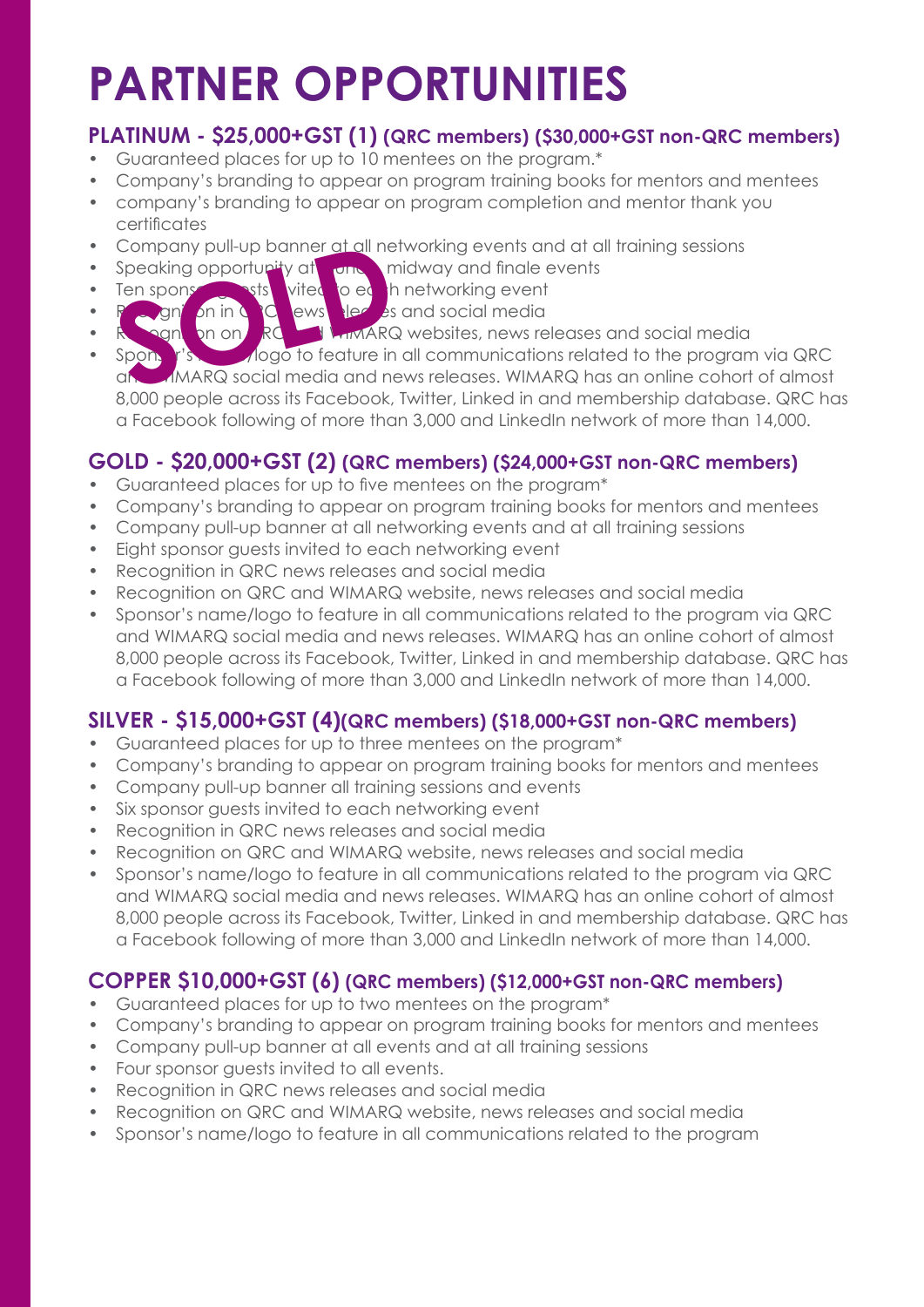# PARTNER OPPORTUNITIES

## PLATINUM - $25,000+GST (1) (QRC members) ($30,000+GST non-QRC members)

SOLD

- Guaranteed places for up to 10 mentees on the program.*
- Company's branding to appear on program training books for mentors and mentees
- company's branding to appear on program completion and mentor thank you certificates
- Company pull-up banner at all networking events and at all training sessions
- Speaking opportunity at launch, midway and finale events
- Ten sponsor guests invited to each networking event
- Recognition in QRC news releases and social media
- Recognition on QRC and WIMARQ websites, news releases and social media
- Sponsor's name/logo to feature in all communications related to the program via QRC and WIMARQ social media and news releases. WIMARQ has an online cohort of almost 8,000 people across its Facebook, Twitter, Linked in and membership database. QRC has a Facebook following of more than 3,000 and LinkedIn network of more than 14,000.

## GOLD - $20,000+GST (2) (QRC members) ($24,000+GST non-QRC members)

- Guaranteed places for up to five mentees on the program*
- Company's branding to appear on program training books for mentors and mentees
- Company pull-up banner at all networking events and at all training sessions
- Eight sponsor guests invited to each networking event
- Recognition in QRC news releases and social media
- Recognition on QRC and WIMARQ website, news releases and social media
- Sponsor's name/logo to feature in all communications related to the program via QRC and WIMARQ social media and news releases. WIMARQ has an online cohort of almost 8,000 people across its Facebook, Twitter, Linked in and membership database. QRC has a Facebook following of more than 3,000 and LinkedIn network of more than 14,000.

## SILVER - $15,000+GST (4)(QRC members) ($18,000+GST non-QRC members)

- Guaranteed places for up to three mentees on the program*
- Company's branding to appear on program training books for mentors and mentees
- Company pull-up banner all training sessions and events
- Six sponsor guests invited to each networking event
- Recognition in QRC news releases and social media
- Recognition on QRC and WIMARQ website, news releases and social media
- Sponsor's name/logo to feature in all communications related to the program via QRC and WIMARQ social media and news releases. WIMARQ has an online cohort of almost 8,000 people across its Facebook, Twitter, Linked in and membership database. QRC has a Facebook following of more than 3,000 and LinkedIn network of more than 14,000.

## COPPER $10,000+GST (6) (QRC members) ($12,000+GST non-QRC members)

- Guaranteed places for up to two mentees on the program*
- Company's branding to appear on program training books for mentors and mentees
- Company pull-up banner at all events and at all training sessions
- Four sponsor guests invited to all events.
- Recognition in QRC news releases and social media
- Recognition on QRC and WIMARQ website, news releases and social media
- Sponsor's name/logo to feature in all communications related to the program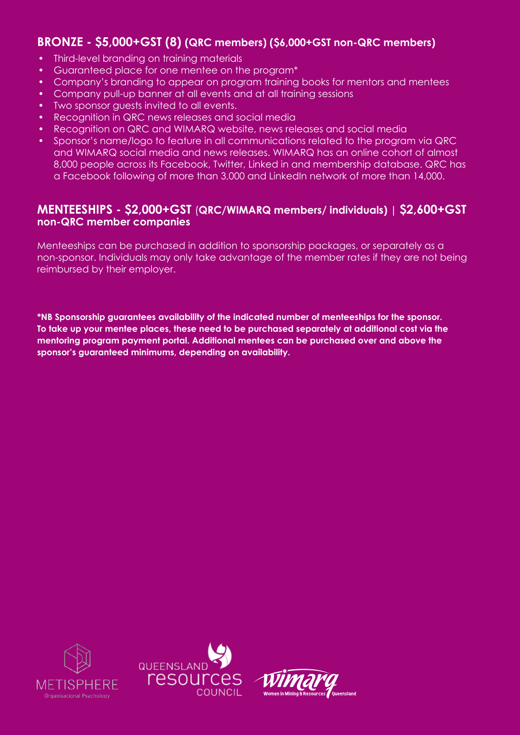## BRONZE - $5,000+GST (8) (QRC members) ($6,000+GST non-QRC members)

- Third-level branding on training materials
- Guaranteed place for one mentee on the program*
- Company's branding to appear on program training books for mentors and mentees
- Company pull-up banner at all events and at all training sessions
- Two sponsor guests invited to all events.
- Recognition in QRC news releases and social media
- Recognition on QRC and WIMARQ website, news releases and social media
- Sponsor's name/logo to feature in all communications related to the program via QRC and WIMARQ social media and news releases. WIMARQ has an online cohort of almost 8,000 people across its Facebook, Twitter, Linked in and membership database. QRC has a Facebook following of more than 3,000 and LinkedIn network of more than 14,000.

## MENTEESHIPS - $2,000+GST (QRC/WIMARQ members/ individuals) | $2,600+GST non-QRC member companies

Menteeships can be purchased in addition to sponsorship packages, or separately as a non-sponsor. Individuals may only take advantage of the member rates if they are not being reimbursed by their employer.

**\*NB Sponsorship guarantees availability of the indicated number of menteeships for the sponsor. To take up your mentee places, these need to be purchased separately at additional cost via the mentoring program payment portal. Additional mentees can be purchased over and above the sponsor's guaranteed minimums, depending on availability.**

METISPHERE Organisational Psychology

QUEENSLAND resources COUNCIL

wimarq Women in Mining & Resources Queensland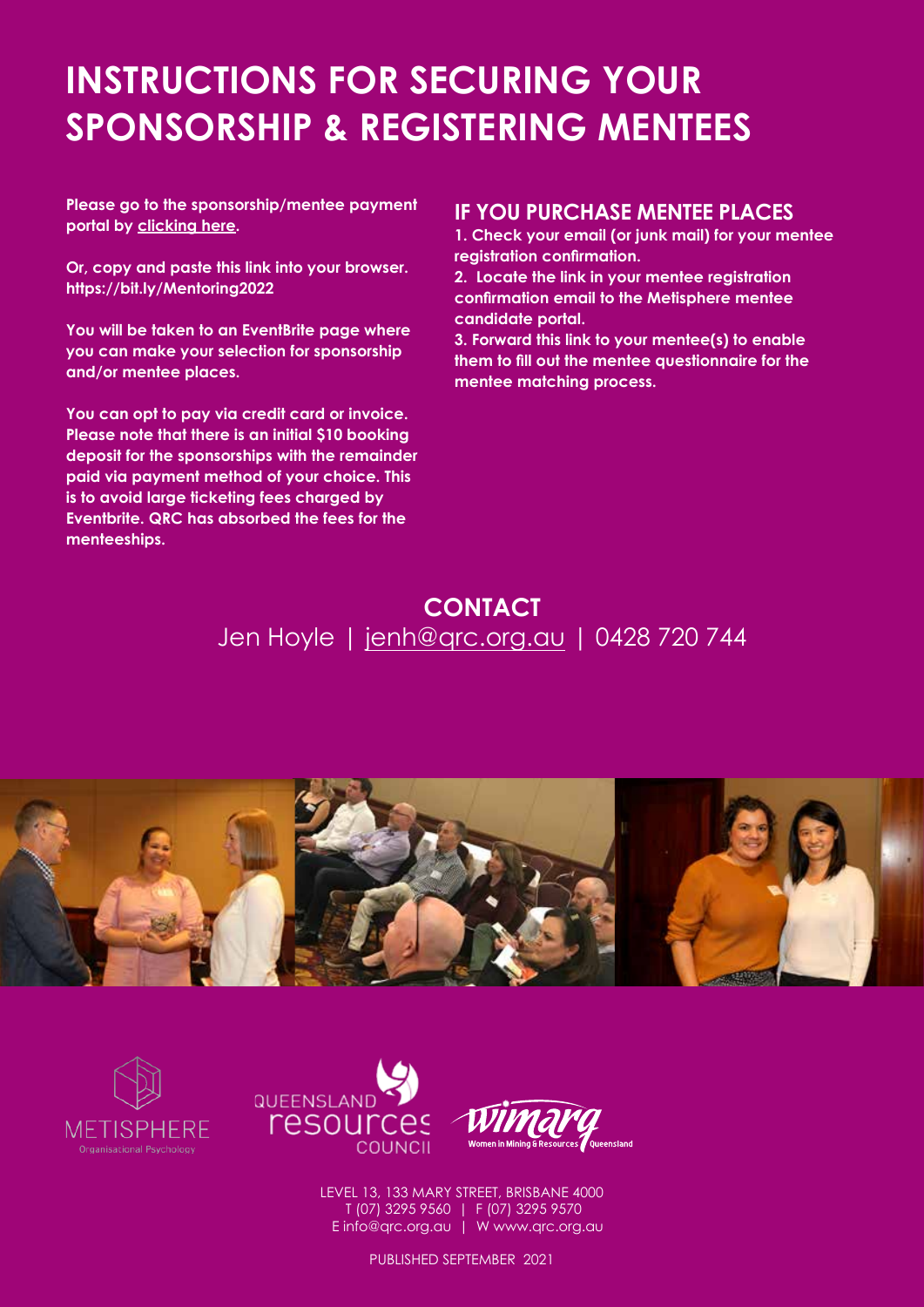# INSTRUCTIONS FOR SECURING YOUR SPONSORSHIP & REGISTERING MENTEES

**Please go to the sponsorship/mentee payment portal by clicking here.**

**Or, copy and paste this link into your browser. https://bit.ly/Mentoring2022**

**You will be taken to an EventBrite page where you can make your selection for sponsorship and/or mentee places.**

**You can opt to pay via credit card or invoice. Please note that there is an initial $10 booking deposit for the sponsorships with the remainder paid via payment method of your choice. This is to avoid large ticketing fees charged by Eventbrite. QRC has absorbed the fees for the menteeships.**

## IF YOU PURCHASE MENTEE PLACES

**1. Check your email (or junk mail) for your mentee registration confirmation.**

**2. Locate the link in your mentee registration confirmation email to the Metisphere mentee candidate portal.**

**3. Forward this link to your mentee(s) to enable them to fill out the mentee questionnaire for the mentee matching process.**

## CONTACT

Jen Hoyle | jenh@qrc.org.au | 0428 720 744

METISPHERE Organisational Psychology

QUEENSLAND resources COUNCIL

wimarq Women in Mining & Resources Queensland

LEVEL 13, 133 MARY STREET, BRISBANE 4000
T (07) 3295 9560 | F (07) 3295 9570
E info@qrc.org.au | W www.qrc.org.au

PUBLISHED SEPTEMBER 2021